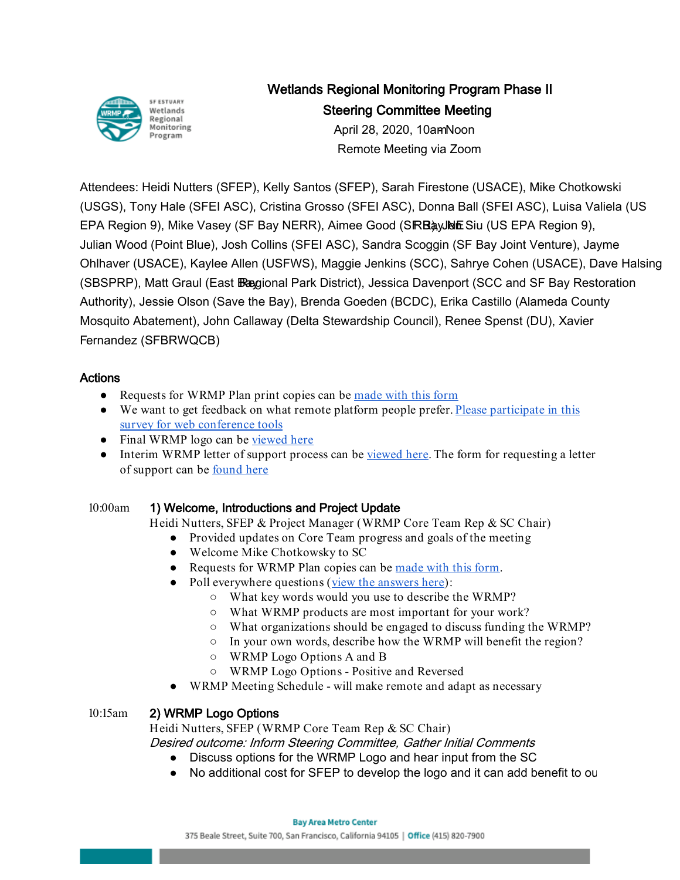# Wetlands Regional Monitoring Program Phase II

## Steering Committee Meeting

April 28, 2020, 10am-Noon

Remote Meeting via Zoom

Attendees: Heidi Nutters (SFEP), Kelly Santos (SFEP), Sarah Firestone (USACE), Mike Chotkowski (USGS), Tony Hale (SFEI ASC), Cristina Grosso (SFEI ASC), Donna Ball (SFEI ASC), Luisa Valiela (US EPA Region 9), Mike Vasey (SF Bay NERR), Aimee Good (SF Bay NERR), Julie Siu (US EPA Region 9), Julian Wood (Point Blue), Josh Collins (SFEI ASC), Sandra Scoggin (SF Bay Joint Venture), Jayme Ohlhaver (USACE), Kaylee Allen (USFWS), Maggie Jenkins (SCC), Sahrye Cohen (USACE), Dave Halsing (SBSPRP), Matt Graul (East Bay Regional Park District), Jessica Davenport (SCC and SF Bay Restoration Authority), Jessie Olson (Save the Bay), Brenda Goeden (BCDC), Erika Castillo (Alameda County Mosquito Abatement), John Callaway (Delta Stewardship Council), Renee Spenst (DU), Xavier Fernandez (SFBRWQCB)

### Actions

- Requests for WRMP Plan print copies can be made with this form
- We want to get feedback on what remote platform people prefer. Please participate in this survey for web conference tools
- Final WRMP logo can be viewed here
- Interim WRMP letter of support process can be viewed here. The form for requesting a letter of support can be found here

10:00am **1) Welcome, Introductions and Project Update**

Heidi Nutters, SFEP & Project Manager (WRMP Core Team Rep & SC Chair)

- Provided updates on Core Team progress and goals of the meeting
- Welcome Mike Chotkowsky to SC
- Requests for WRMP Plan copies can be made with this form.
- Poll everywhere questions (view the answers here):
  - What key words would you use to describe the WRMP?
  - What WRMP products are most important for your work?
  - What organizations should be engaged to discuss funding the WRMP?
  - In your own words, describe how the WRMP will benefit the region?
  - WRMP Logo Options A and B
  - WRMP Logo Options - Positive and Reversed
- WRMP Meeting Schedule - will make remote and adapt as necessary

10:15am **2) WRMP Logo Options**

Heidi Nutters, SFEP (WRMP Core Team Rep & SC Chair)

*Desired outcome: Inform Steering Committee, Gather Initial Comments*

- Discuss options for the WRMP Logo and hear input from the SC
- No additional cost for SFEP to develop the logo and it can add benefit to ou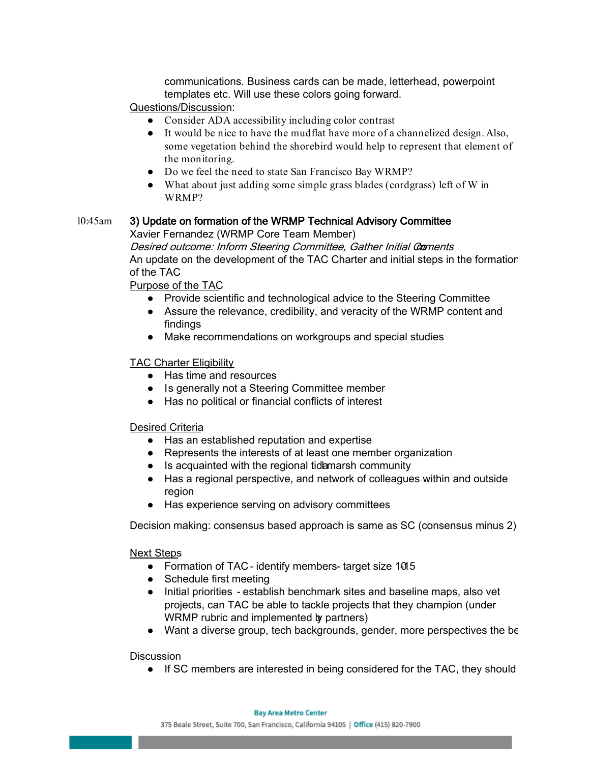communications. Business cards can be made, letterhead, powerpoint templates etc. Will use these colors going forward.

Questions/Discussion:

- Consider ADA accessibility including color contrast
- It would be nice to have the mudflat have more of a channelized design. Also, some vegetation behind the shorebird would help to represent that element of the monitoring.
- Do we feel the need to state San Francisco Bay WRMP?
- What about just adding some simple grass blades (cordgrass) left of W in WRMP?

10:45am **3) Update on formation of the WRMP Technical Advisory Committee**

Xavier Fernandez (WRMP Core Team Member)

*Desired outcome: Inform Steering Committee, Gather Initial Comments*

An update on the development of the TAC Charter and initial steps in the formation of the TAC

Purpose of the TAC

- Provide scientific and technological advice to the Steering Committee
- Assure the relevance, credibility, and veracity of the WRMP content and findings
- Make recommendations on workgroups and special studies

TAC Charter Eligibility

- Has time and resources
- Is generally not a Steering Committee member
- Has no political or financial conflicts of interest

Desired Criteria

- Has an established reputation and expertise
- Represents the interests of at least one member organization
- Is acquainted with the regional tidal marsh community
- Has a regional perspective, and network of colleagues within and outside region
- Has experience serving on advisory committees

Decision making: consensus based approach is same as SC (consensus minus 2)

Next Steps

- Formation of TAC - identify members - target size 10-15
- Schedule first meeting
- Initial priorities - establish benchmark sites and baseline maps, also vet projects, can TAC be able to tackle projects that they champion (under WRMP rubric and implemented by partners)
- Want a diverse group, tech backgrounds, gender, more perspectives the be

Discussion

- If SC members are interested in being considered for the TAC, they should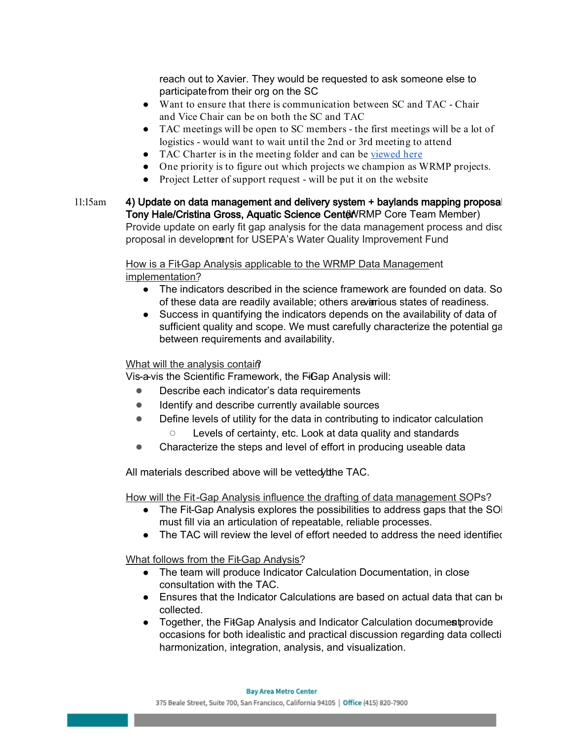reach out to Xavier. They would be requested to ask someone else to participate from their org on the SC

- Want to ensure that there is communication between SC and TAC - Chair and Vice Chair can be on both the SC and TAC
- TAC meetings will be open to SC members - the first meetings will be a lot of logistics - would want to wait until the 2nd or 3rd meeting to attend
- TAC Charter is in the meeting folder and can be viewed here
- One priority is to figure out which projects we champion as WRMP projects.
- Project Letter of support request - will be put it on the website

11:15am **4) Update on data management and delivery system + baylands mapping proposal**
**Tony Hale/Cristina Gross, Aquatic Science Center** (WRMP Core Team Member)
Provide update on early fit gap analysis for the data management process and disc proposal in development for USEPA's Water Quality Improvement Fund

How is a Fit-Gap Analysis applicable to the WRMP Data Management implementation?

- The indicators described in the science framework are founded on data. So of these data are readily available; others are in various states of readiness.
- Success in quantifying the indicators depends on the availability of data of sufficient quality and scope. We must carefully characterize the potential ga between requirements and availability.

What will the analysis contain?

Vis-a-vis the Scientific Framework, the Fit-Gap Analysis will:

- Describe each indicator's data requirements
- Identify and describe currently available sources
- Define levels of utility for the data in contributing to indicator calculation
  - Levels of certainty, etc. Look at data quality and standards
- Characterize the steps and level of effort in producing useable data

All materials described above will be vetted by the TAC.

How will the Fit-Gap Analysis influence the drafting of data management SOPs?

- The Fit-Gap Analysis explores the possibilities to address gaps that the SO must fill via an articulation of repeatable, reliable processes.
- The TAC will review the level of effort needed to address the need identified

What follows from the Fit-Gap Analysis?

- The team will produce Indicator Calculation Documentation, in close consultation with the TAC.
- Ensures that the Indicator Calculations are based on actual data that can be collected.
- Together, the Fit-Gap Analysis and Indicator Calculation documents provide occasions for both idealistic and practical discussion regarding data collecti harmonization, integration, analysis, and visualization.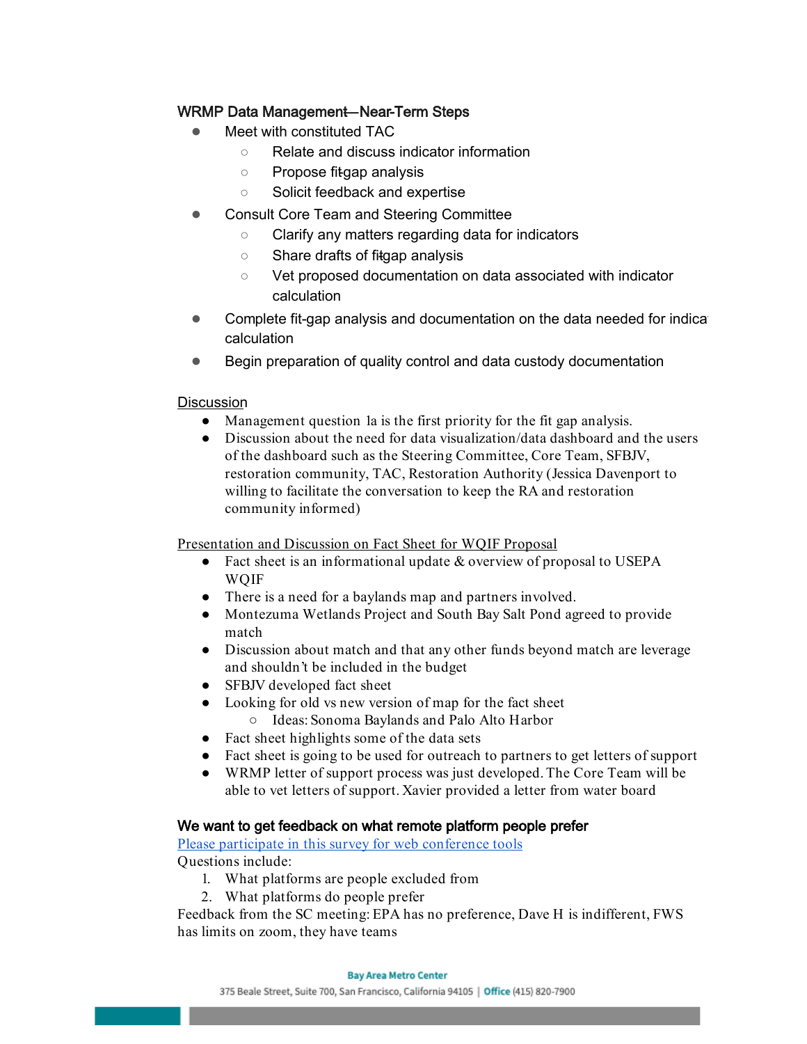### WRMP Data Management—Near-Term Steps

- Meet with constituted TAC
  - Relate and discuss indicator information
  - Propose fit-gap analysis
  - Solicit feedback and expertise
- Consult Core Team and Steering Committee
  - Clarify any matters regarding data for indicators
  - Share drafts of fit-gap analysis
  - Vet proposed documentation on data associated with indicator calculation
- Complete fit-gap analysis and documentation on the data needed for indica calculation
- Begin preparation of quality control and data custody documentation

Discussion

- Management question 1a is the first priority for the fit gap analysis.
- Discussion about the need for data visualization/data dashboard and the users of the dashboard such as the Steering Committee, Core Team, SFBJV, restoration community, TAC, Restoration Authority (Jessica Davenport to willing to facilitate the conversation to keep the RA and restoration community informed)

Presentation and Discussion on Fact Sheet for WQIF Proposal

- Fact sheet is an informational update & overview of proposal to USEPA WQIF
- There is a need for a baylands map and partners involved.
- Montezuma Wetlands Project and South Bay Salt Pond agreed to provide match
- Discussion about match and that any other funds beyond match are leverage and shouldn't be included in the budget
- SFBJV developed fact sheet
- Looking for old vs new version of map for the fact sheet
  - Ideas: Sonoma Baylands and Palo Alto Harbor
- Fact sheet highlights some of the data sets
- Fact sheet is going to be used for outreach to partners to get letters of support
- WRMP letter of support process was just developed. The Core Team will be able to vet letters of support. Xavier provided a letter from water board

### We want to get feedback on what remote platform people prefer

Please participate in this survey for web conference tools

Questions include:

1. What platforms are people excluded from
2. What platforms do people prefer

Feedback from the SC meeting: EPA has no preference, Dave H is indifferent, FWS has limits on zoom, they have teams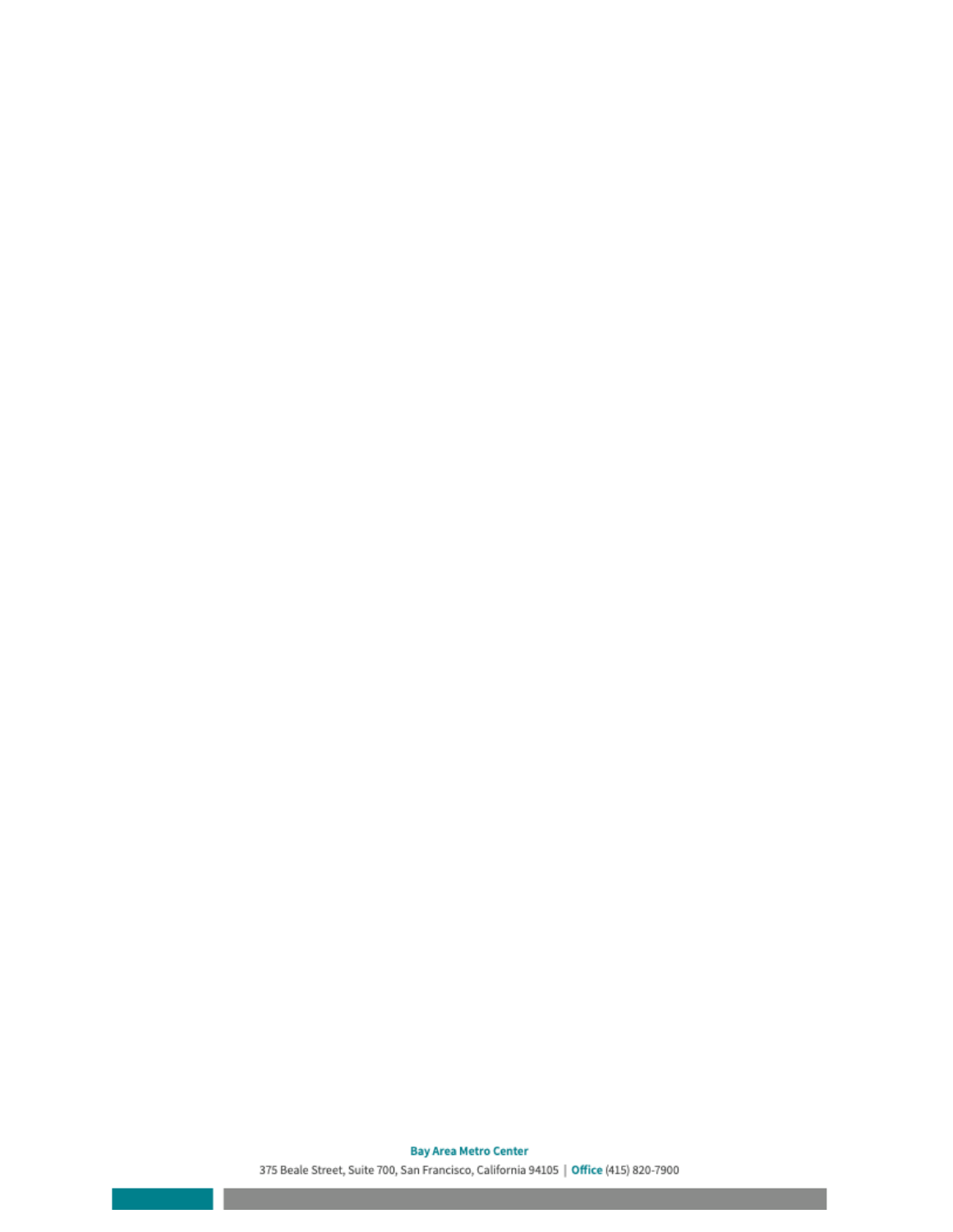**Bay Area Metro Center**

375 Beale Street, Suite 700, San Francisco, California 94105 | **Office** (415) 820-7900